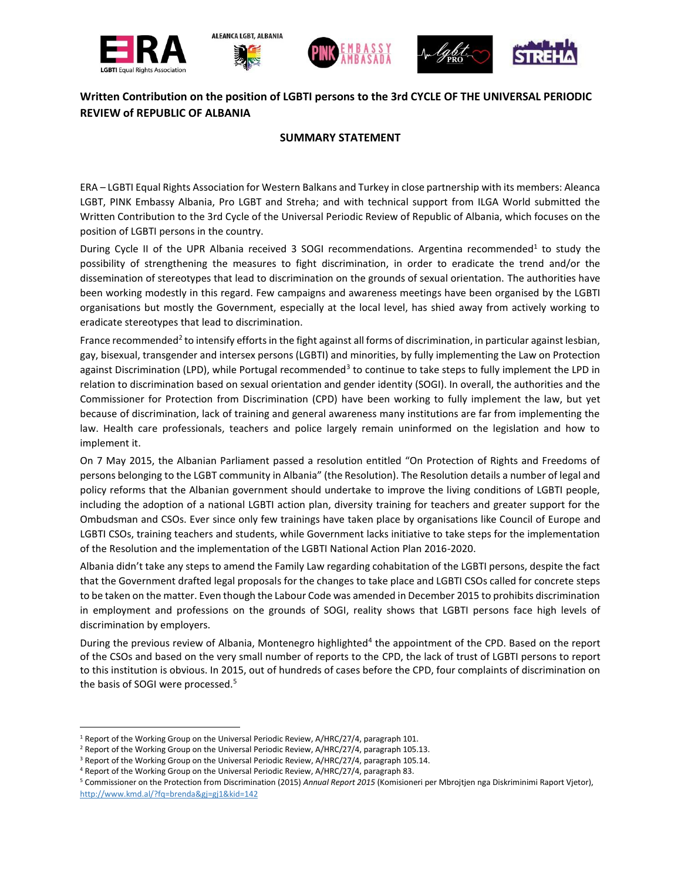**Written Contribution on the position of LGBTI persons to the 3rd CYCLE OF THE UNIVERSAL PERIODIC REVIEW of REPUBLIC OF ALBANIA**

**SUMMARY STATEMENT**

ERA – LGBTI Equal Rights Association for Western Balkans and Turkey in close partnership with its members: Aleanca LGBT, PINK Embassy Albania, Pro LGBT and Streha; and with technical support from ILGA World submitted the Written Contribution to the 3rd Cycle of the Universal Periodic Review of Republic of Albania, which focuses on the position of LGBTI persons in the country.

During Cycle II of the UPR Albania received 3 SOGI recommendations. Argentina recommended[1] to study the possibility of strengthening the measures to fight discrimination, in order to eradicate the trend and/or the dissemination of stereotypes that lead to discrimination on the grounds of sexual orientation. The authorities have been working modestly in this regard. Few campaigns and awareness meetings have been organised by the LGBTI organisations but mostly the Government, especially at the local level, has shied away from actively working to eradicate stereotypes that lead to discrimination.

France recommended[2] to intensify efforts in the fight against all forms of discrimination, in particular against lesbian, gay, bisexual, transgender and intersex persons (LGBTI) and minorities, by fully implementing the Law on Protection against Discrimination (LPD), while Portugal recommended[3] to continue to take steps to fully implement the LPD in relation to discrimination based on sexual orientation and gender identity (SOGI). In overall, the authorities and the Commissioner for Protection from Discrimination (CPD) have been working to fully implement the law, but yet because of discrimination, lack of training and general awareness many institutions are far from implementing the law. Health care professionals, teachers and police largely remain uninformed on the legislation and how to implement it.

On 7 May 2015, the Albanian Parliament passed a resolution entitled "On Protection of Rights and Freedoms of persons belonging to the LGBT community in Albania" (the Resolution). The Resolution details a number of legal and policy reforms that the Albanian government should undertake to improve the living conditions of LGBTI people, including the adoption of a national LGBTI action plan, diversity training for teachers and greater support for the Ombudsman and CSOs. Ever since only few trainings have taken place by organisations like Council of Europe and LGBTI CSOs, training teachers and students, while Government lacks initiative to take steps for the implementation of the Resolution and the implementation of the LGBTI National Action Plan 2016-2020.

Albania didn't take any steps to amend the Family Law regarding cohabitation of the LGBTI persons, despite the fact that the Government drafted legal proposals for the changes to take place and LGBTI CSOs called for concrete steps to be taken on the matter. Even though the Labour Code was amended in December 2015 to prohibits discrimination in employment and professions on the grounds of SOGI, reality shows that LGBTI persons face high levels of discrimination by employers.

During the previous review of Albania, Montenegro highlighted[4] the appointment of the CPD. Based on the report of the CSOs and based on the very small number of reports to the CPD, the lack of trust of LGBTI persons to report to this institution is obvious. In 2015, out of hundreds of cases before the CPD, four complaints of discrimination on the basis of SOGI were processed.[5]

---

[1] Report of the Working Group on the Universal Periodic Review, A/HRC/27/4, paragraph 101.
[2] Report of the Working Group on the Universal Periodic Review, A/HRC/27/4, paragraph 105.13.
[3] Report of the Working Group on the Universal Periodic Review, A/HRC/27/4, paragraph 105.14.
[4] Report of the Working Group on the Universal Periodic Review, A/HRC/27/4, paragraph 83.
[5] Commissioner on the Protection from Discrimination (2015) *Annual Report 2015* (Komisioneri per Mbrojtjen nga Diskriminimi Raport Vjetor), http://www.kmd.al/?fq=brenda&gj=gj1&kid=142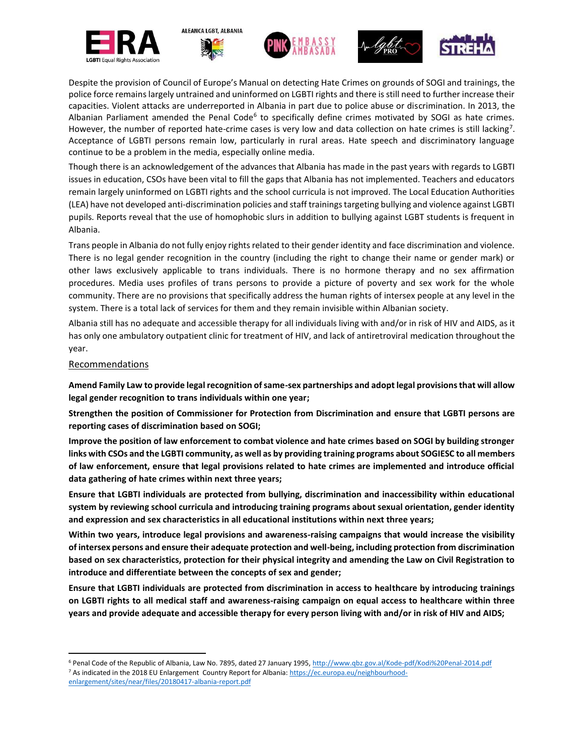Despite the provision of Council of Europe's Manual on detecting Hate Crimes on grounds of SOGI and trainings, the police force remains largely untrained and uninformed on LGBTI rights and there is still need to further increase their capacities. Violent attacks are underreported in Albania in part due to police abuse or discrimination. In 2013, the Albanian Parliament amended the Penal Code[6] to specifically define crimes motivated by SOGI as hate crimes. However, the number of reported hate-crime cases is very low and data collection on hate crimes is still lacking[7]. Acceptance of LGBTI persons remain low, particularly in rural areas. Hate speech and discriminatory language continue to be a problem in the media, especially online media.

Though there is an acknowledgement of the advances that Albania has made in the past years with regards to LGBTI issues in education, CSOs have been vital to fill the gaps that Albania has not implemented. Teachers and educators remain largely uninformed on LGBTI rights and the school curricula is not improved. The Local Education Authorities (LEA) have not developed anti-discrimination policies and staff trainings targeting bullying and violence against LGBTI pupils. Reports reveal that the use of homophobic slurs in addition to bullying against LGBT students is frequent in Albania.

Trans people in Albania do not fully enjoy rights related to their gender identity and face discrimination and violence. There is no legal gender recognition in the country (including the right to change their name or gender mark) or other laws exclusively applicable to trans individuals. There is no hormone therapy and no sex affirmation procedures. Media uses profiles of trans persons to provide a picture of poverty and sex work for the whole community. There are no provisions that specifically address the human rights of intersex people at any level in the system. There is a total lack of services for them and they remain invisible within Albanian society.

Albania still has no adequate and accessible therapy for all individuals living with and/or in risk of HIV and AIDS, as it has only one ambulatory outpatient clinic for treatment of HIV, and lack of antiretroviral medication throughout the year.

## Recommendations

**Amend Family Law to provide legal recognition of same-sex partnerships and adopt legal provisions that will allow legal gender recognition to trans individuals within one year;**

**Strengthen the position of Commissioner for Protection from Discrimination and ensure that LGBTI persons are reporting cases of discrimination based on SOGI;**

**Improve the position of law enforcement to combat violence and hate crimes based on SOGI by building stronger links with CSOs and the LGBTI community, as well as by providing training programs about SOGIESC to all members of law enforcement, ensure that legal provisions related to hate crimes are implemented and introduce official data gathering of hate crimes within next three years;**

**Ensure that LGBTI individuals are protected from bullying, discrimination and inaccessibility within educational system by reviewing school curricula and introducing training programs about sexual orientation, gender identity and expression and sex characteristics in all educational institutions within next three years;**

**Within two years, introduce legal provisions and awareness-raising campaigns that would increase the visibility of intersex persons and ensure their adequate protection and well-being, including protection from discrimination based on sex characteristics, protection for their physical integrity and amending the Law on Civil Registration to introduce and differentiate between the concepts of sex and gender;**

**Ensure that LGBTI individuals are protected from discrimination in access to healthcare by introducing trainings on LGBTI rights to all medical staff and awareness-raising campaign on equal access to healthcare within three years and provide adequate and accessible therapy for every person living with and/or in risk of HIV and AIDS;**

---

[6] Penal Code of the Republic of Albania, Law No. 7895, dated 27 January 1995, http://www.qbz.gov.al/Kode-pdf/Kodi%20Penal-2014.pdf

[7] As indicated in the 2018 EU Enlargement Country Report for Albania: https://ec.europa.eu/neighbourhood-enlargement/sites/near/files/20180417-albania-report.pdf